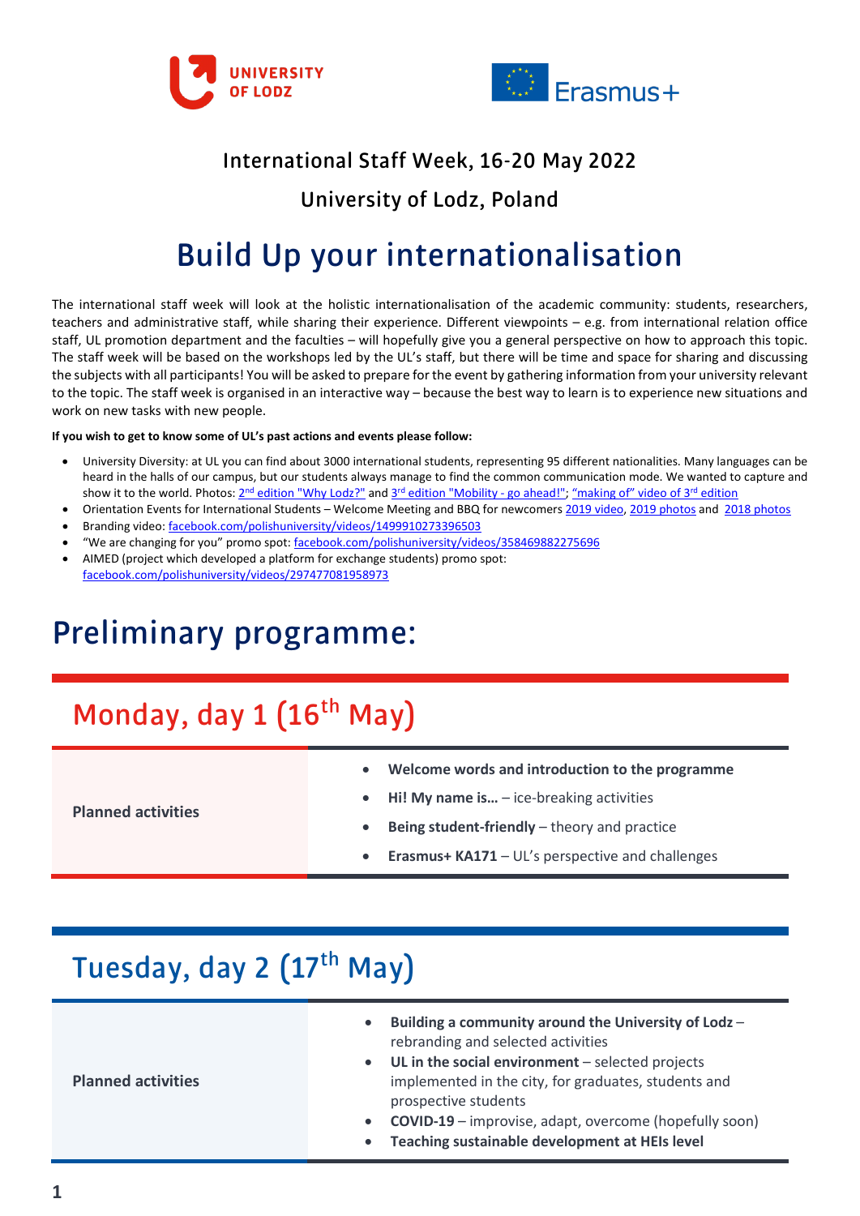UNIVERSITY OF LODZ

Erasmus+

## International Staff Week, 16-20 May 2022

## University of Lodz, Poland

# Build Up your internationalisation

The international staff week will look at the holistic internationalisation of the academic community: students, researchers, teachers and administrative staff, while sharing their experience. Different viewpoints – e.g. from international relation office staff, UL promotion department and the faculties – will hopefully give you a general perspective on how to approach this topic. The staff week will be based on the workshops led by the UL's staff, but there will be time and space for sharing and discussing the subjects with all participants! You will be asked to prepare for the event by gathering information from your university relevant to the topic. The staff week is organised in an interactive way – because the best way to learn is to experience new situations and work on new tasks with new people.

**If you wish to get to know some of UL's past actions and events please follow:**

- University Diversity: at UL you can find about 3000 international students, representing 95 different nationalities. Many languages can be heard in the halls of our campus, but our students always manage to find the common communication mode. We wanted to capture and show it to the world. Photos: 2nd edition "Why Lodz?" and 3rd edition "Mobility - go ahead!"; "making of" video of 3rd edition
- Orientation Events for International Students – Welcome Meeting and BBQ for newcomers 2019 video, 2019 photos and 2018 photos
- Branding video: facebook.com/polishuniversity/videos/1499910273396503
- "We are changing for you" promo spot: facebook.com/polishuniversity/videos/358469882275696
- AIMED (project which developed a platform for exchange students) promo spot: facebook.com/polishuniversity/videos/297477081958973

# Preliminary programme:

## Monday, day 1 (16th May)

| Planned activities | |
|---|---|
| | • **Welcome words and introduction to the programme**<br>• **Hi! My name is…** – ice-breaking activities<br>• **Being student-friendly** – theory and practice<br>• **Erasmus+ KA171** – UL's perspective and challenges |

## Tuesday, day 2 (17th May)

| Planned activities | |
|---|---|
| | • **Building a community around the University of Lodz** – rebranding and selected activities<br>• **UL in the social environment** – selected projects implemented in the city, for graduates, students and prospective students<br>• **COVID-19** – improvise, adapt, overcome (hopefully soon)<br>• **Teaching sustainable development at HEIs level** |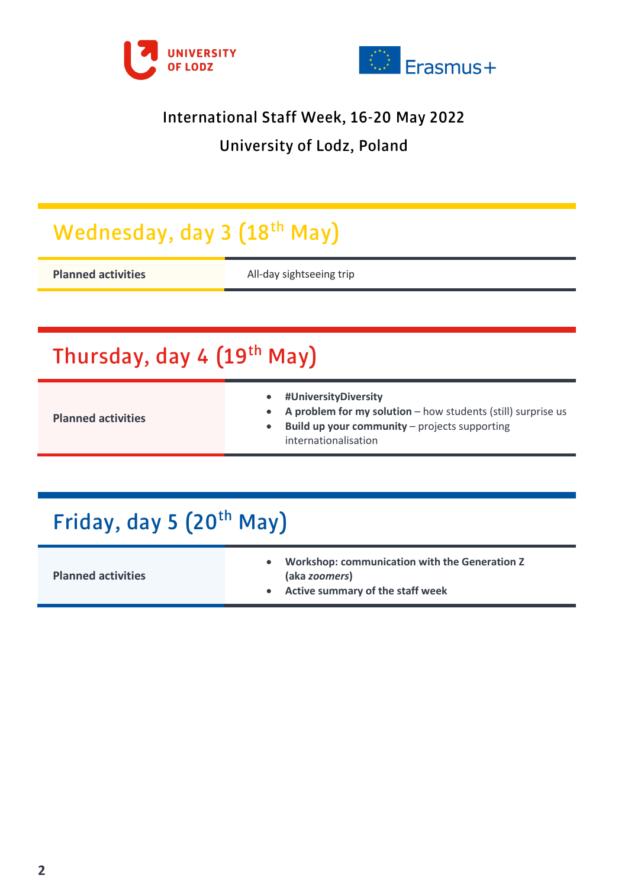UNIVERSITY OF LODZ

Erasmus+

International Staff Week, 16-20 May 2022

University of Lodz, Poland

## Wednesday, day 3 (18th May)

| | |
|---|---|
| **Planned activities** | All-day sightseeing trip |

## Thursday, day 4 (19th May)

| | |
|---|---|
| **Planned activities** | • **#UniversityDiversity**<br>• **A problem for my solution** – how students (still) surprise us<br>• **Build up your community** – projects supporting internationalisation |

## Friday, day 5 (20th May)

| | |
|---|---|
| **Planned activities** | • **Workshop: communication with the Generation Z (aka *zoomers*)**<br>• **Active summary of the staff week** |